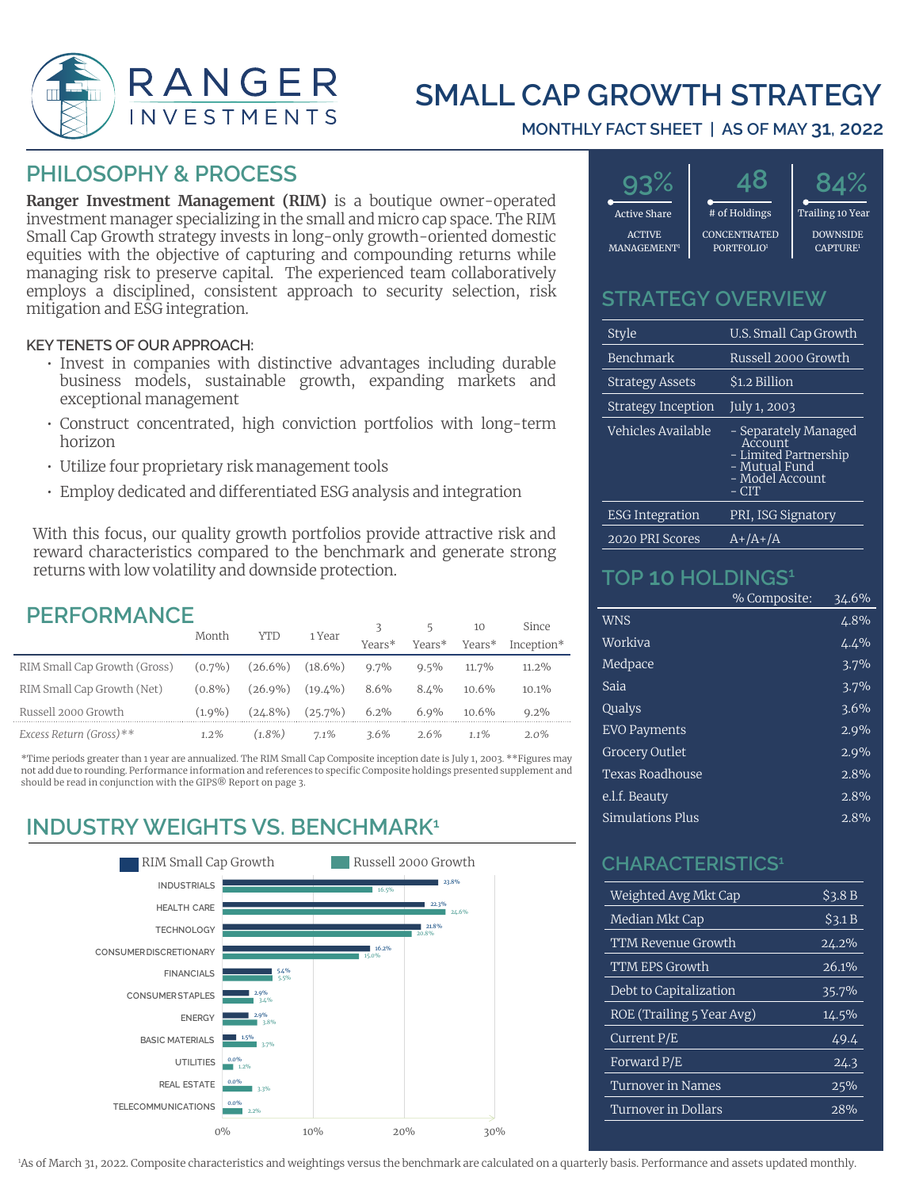# SMALL CAP GROWTH STRATEGY

MONTHLY FACT SHEET | AS OF MAY 31, 2022

## PHILOSOPHY & PROCESS

**Ranger Investment Management (RIM)** is a boutique owner-operated investment manager specializing in the small and micro cap space. The RIM Small Cap Growth strategy invests in long-only growth-oriented domestic equities with the objective of capturing and compounding returns while managing risk to preserve capital. The experienced team collaboratively employs a disciplined, consistent approach to security selection, risk mitigation and ESG integration.

**KEY TENETS OF OUR APPROACH:**

- Invest in companies with distinctive advantages including durable business models, sustainable growth, expanding markets and exceptional management
- Construct concentrated, high conviction portfolios with long-term horizon
- Utilize four proprietary risk management tools
- Employ dedicated and differentiated ESG analysis and integration

With this focus, our quality growth portfolios provide attractive risk and reward characteristics compared to the benchmark and generate strong returns with low volatility and downside protection.

## PERFORMANCE

| | Month | YTD | 1 Year | 3 Years* | 5 Years* | 10 Years* | Since Inception* |
|---|---|---|---|---|---|---|---|
| RIM Small Cap Growth (Gross) | (0.7%) | (26.6%) | (18.6%) | 9.7% | 9.5% | 11.7% | 11.2% |
| RIM Small Cap Growth (Net) | (0.8%) | (26.9%) | (19.4%) | 8.6% | 8.4% | 10.6% | 10.1% |
| Russell 2000 Growth | (1.9%) | (24.8%) | (25.7%) | 6.2% | 6.9% | 10.6% | 9.2% |
| *Excess Return (Gross)*** | *1.2%* | *(1.8%)* | *7.1%* | *3.6%* | *2.6%* | *1.1%* | *2.0%* |

*Time periods greater than 1 year are annualized. The RIM Small Cap Composite inception date is July 1, 2003. **Figures may not add due to rounding. Performance information and references to specific Composite holdings presented supplement and should be read in conjunction with the GIPS® Report on page 3.

## INDUSTRY WEIGHTS VS. BENCHMARK[1]

| Industry | RIM Small Cap Growth | Russell 2000 Growth |
|---|---|---|
| INDUSTRIALS | 23.8% | 16.5% |
| HEALTH CARE | 22.3% | 24.6% |
| TECHNOLOGY | 21.8% | 20.8% |
| CONSUMER DISCRETIONARY | 16.2% | 15.0% |
| FINANCIALS | 5.4% | 5.5% |
| CONSUMER STAPLES | 2.9% | 3.4% |
| ENERGY | 2.9% | 3.8% |
| BASIC MATERIALS | 1.5% | 3.7% |
| UTILITIES | 0.0% | 1.2% |
| REAL ESTATE | 0.0% | 3.3% |
| TELECOMMUNICATIONS | 0.0% | 2.2% |

| 93% | 48 | 84% |
|---|---|---|
| Active Share | # of Holdings | Trailing 10 Year |
| ACTIVE MANAGEMENT[1] | CONCENTRATED PORTFOLIO[1] | DOWNSIDE CAPTURE[1] |

## STRATEGY OVERVIEW

| | |
|---|---|
| Style | U.S. Small Cap Growth |
| Benchmark | Russell 2000 Growth |
| Strategy Assets | $1.2 Billion |
| Strategy Inception | July 1, 2003 |
| Vehicles Available | - Separately Managed Account<br>- Limited Partnership<br>- Mutual Fund<br>- Model Account<br>- CIT |
| ESG Integration | PRI, ISG Signatory |
| 2020 PRI Scores | A+/A+/A |

## TOP 10 HOLDINGS[1]

| | % Composite: 34.6% |
|---|---|
| WNS | 4.8% |
| Workiva | 4.4% |
| Medpace | 3.7% |
| Saia | 3.7% |
| Qualys | 3.6% |
| EVO Payments | 2.9% |
| Grocery Outlet | 2.9% |
| Texas Roadhouse | 2.8% |
| e.l.f. Beauty | 2.8% |
| Simulations Plus | 2.8% |

## CHARACTERISTICS[1]

| | |
|---|---|
| Weighted Avg Mkt Cap | $3.8 B |
| Median Mkt Cap | $3.1 B |
| TTM Revenue Growth | 24.2% |
| TTM EPS Growth | 26.1% |
| Debt to Capitalization | 35.7% |
| ROE (Trailing 5 Year Avg) | 14.5% |
| Current P/E | 49.4 |
| Forward P/E | 24.3 |
| Turnover in Names | 25% |
| Turnover in Dollars | 28% |

[1]As of March 31, 2022. Composite characteristics and weightings versus the benchmark are calculated on a quarterly basis. Performance and assets updated monthly.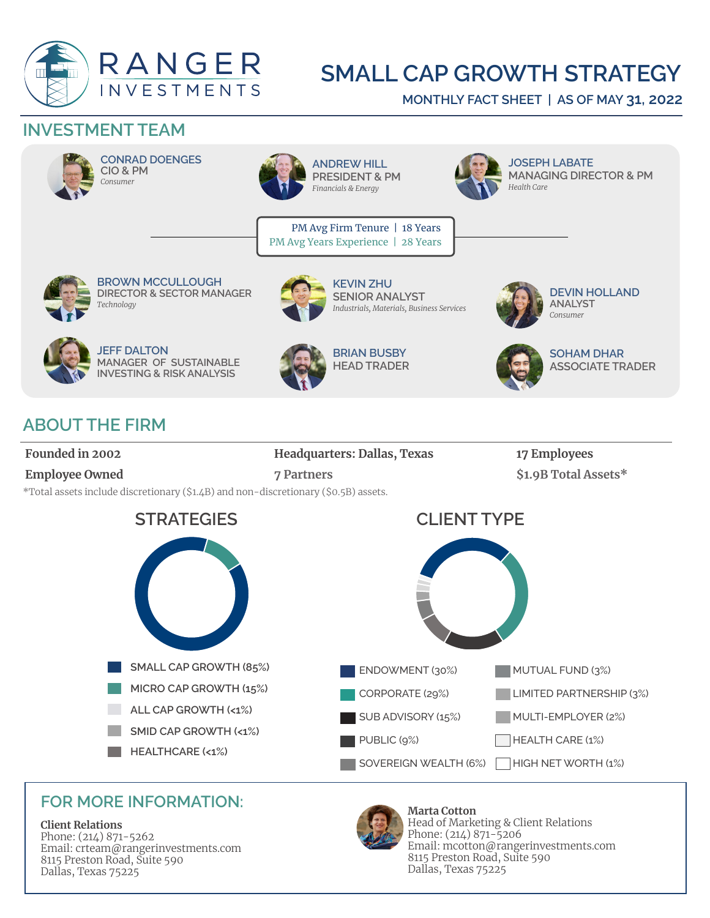# RANGER INVESTMENTS

# SMALL CAP GROWTH STRATEGY

MONTHLY FACT SHEET | AS OF MAY 31, 2022

## INVESTMENT TEAM

**CONRAD DOENGES**
CIO & PM
*Consumer*

**ANDREW HILL**
PRESIDENT & PM
*Financials & Energy*

**JOSEPH LABATE**
MANAGING DIRECTOR & PM
*Health Care*

PM Avg Firm Tenure | 18 Years
PM Avg Years Experience | 28 Years

**BROWN MCCULLOUGH**
DIRECTOR & SECTOR MANAGER
*Technology*

**KEVIN ZHU**
SENIOR ANALYST
*Industrials, Materials, Business Services*

**DEVIN HOLLAND**
ANALYST
*Consumer*

**JEFF DALTON**
MANAGER OF SUSTAINABLE INVESTING & RISK ANALYSIS

**BRIAN BUSBY**
HEAD TRADER

**SOHAM DHAR**
ASSOCIATE TRADER

## ABOUT THE FIRM

| | | |
|---|---|---|
| **Founded in 2002** | **Headquarters: Dallas, Texas** | **17 Employees** |
| **Employee Owned** | **7 Partners** | **$1.9B Total Assets*** |

*Total assets include discretionary ($1.4B) and non-discretionary ($0.5B) assets.

### STRATEGIES

- SMALL CAP GROWTH (85%)
- MICRO CAP GROWTH (15%)
- ALL CAP GROWTH (<1%)
- SMID CAP GROWTH (<1%)
- HEALTHCARE (<1%)

### CLIENT TYPE

- ENDOWMENT (30%)
- CORPORATE (29%)
- SUB ADVISORY (15%)
- PUBLIC (9%)
- SOVEREIGN WEALTH (6%)
- MUTUAL FUND (3%)
- LIMITED PARTNERSHIP (3%)
- MULTI-EMPLOYER (2%)
- HEALTH CARE (1%)
- HIGH NET WORTH (1%)

## FOR MORE INFORMATION:

**Client Relations**
Phone: (214) 871-5262
Email: crteam@rangerinvestments.com
8115 Preston Road, Suite 590
Dallas, Texas 75225

**Marta Cotton**
Head of Marketing & Client Relations
Phone: (214) 871-5206
Email: mcotton@rangerinvestments.com
8115 Preston Road, Suite 590
Dallas, Texas 75225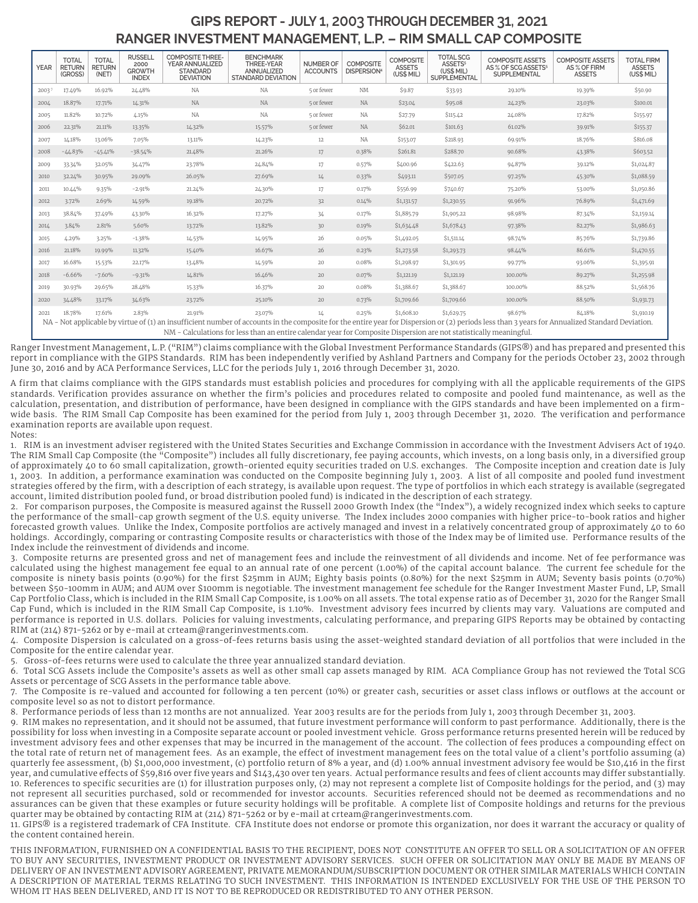# GIPS REPORT - JULY 1, 2003 THROUGH DECEMBER 31, 2021

# RANGER INVESTMENT MANAGEMENT, L.P. – RIM SMALL CAP COMPOSITE

| YEAR | TOTAL RETURN (GROSS) | TOTAL RETURN (NET) | RUSSELL 2000 GROWTH INDEX | COMPOSITE THREE-YEAR ANNUALIZED STANDARD DEVIATION | BENCHMARK THREE-YEAR ANNUALIZED STANDARD DEVIATION | NUMBER OF ACCOUNTS | COMPOSITE DISPERSION[4] | COMPOSITE ASSETS (US$ MIL) | TOTAL SCG ASSETS[5] (US$ MIL) SUPPLEMENTAL | COMPOSITE ASSETS AS % OF SCG ASSETS[5] SUPPLEMENTAL | COMPOSITE ASSETS AS % OF FIRM ASSETS | TOTAL FIRM ASSETS (US$ MIL) |
|---|---|---|---|---|---|---|---|---|---|---|---|---|
| 2003[3] | 17.49% | 16.92% | 24.48% | NA | NA | 5 or fewer | NM | $9.87 | $33.93 | 29.10% | 19.39% | $50.90 |
| 2004 | 18.87% | 17.71% | 14.31% | NA | NA | 5 or fewer | NA | $23.04 | $95.08 | 24.23% | 23.03% | $100.01 |
| 2005 | 11.82% | 10.72% | 4.15% | NA | NA | 5 or fewer | NA | $27.79 | $115.42 | 24.08% | 17.82% | $155.97 |
| 2006 | 22.31% | 21.11% | 13.35% | 14.32% | 15.57% | 5 or fewer | NA | $62.01 | $101.63 | 61.02% | 39.91% | $155.37 |
| 2007 | 14.18% | 13.06% | 7.05% | 13.11% | 14.23% | 12 | NA | $153.07 | $218.93 | 69.91% | 18.76% | $816.08 |
| 2008 | -44.83% | -45.41% | -38.54% | 21.48% | 21.26% | 17 | 0.38% | $261.81 | $288.70 | 90.68% | 43.38% | $603.52 |
| 2009 | 33.34% | 32.05% | 34.47% | 23.78% | 24.84% | 17 | 0.57% | $400.96 | $422.63 | 94.87% | 39.12% | $1,024.87 |
| 2010 | 32.24% | 30.95% | 29.09% | 26.05% | 27.69% | 14 | 0.33% | $493.11 | $507.05 | 97.25% | 45.30% | $1,088.59 |
| 2011 | 10.44% | 9.35% | -2.91% | 21.24% | 24.30% | 17 | 0.17% | $556.99 | $740.67 | 75.20% | 53.00% | $1,050.86 |
| 2012 | 3.72% | 2.69% | 14.59% | 19.18% | 20.72% | 32 | 0.14% | $1,131.57 | $1,230.55 | 91.96% | 76.89% | $1,471.69 |
| 2013 | 38.84% | 37.49% | 43.30% | 16.32% | 17.27% | 34 | 0.17% | $1,885.79 | $1,905.22 | 98.98% | 87.34% | $2,159.14 |
| 2014 | 3.84% | 2.81% | 5.60% | 13.72% | 13.82% | 30 | 0.19% | $1,634.48 | $1,678.43 | 97.38% | 82.27% | $1,986.63 |
| 2015 | 4.29% | 3.25% | -1.38% | 14.53% | 14.95% | 26 | 0.05% | $1,492.05 | $1,511.14 | 98.74% | 85.76% | $1,739.86 |
| 2016 | 21.18% | 19.99% | 11.32% | 15.40% | 16.67% | 26 | 0.23% | $1,273.58 | $1,293.73 | 98.44% | 86.61% | $1,470.55 |
| 2017 | 16.68% | 15.53% | 22.17% | 13.48% | 14.59% | 20 | 0.08% | $1,298.97 | $1,301.95 | 99.77% | 93.06% | $1,395.91 |
| 2018 | -6.66% | -7.60% | -9.31% | 14.81% | 16.46% | 20 | 0.07% | $1,121.19 | $1,121.19 | 100.00% | 89.27% | $1,255.98 |
| 2019 | 30.93% | 29.65% | 28.48% | 15.33% | 16.37% | 20 | 0.08% | $1,388.67 | $1,388.67 | 100.00% | 88.52% | $1,568.76 |
| 2020 | 34.48% | 33.17% | 34.63% | 23.72% | 25.10% | 20 | 0.73% | $1,709.66 | $1,709.66 | 100.00% | 88.50% | $1,931.73 |
| 2021 | 18.78% | 17.61% | 2.83% | 21.91% | 23.07% | 14 | 0.25% | $1,608.10 | $1,629.75 | 98.67% | 84.18% | $1,910.19 |

NA - Not applicable by virtue of (1) an insufficient number of accounts in the composite for the entire year for Dispersion or (2) periods less than 3 years for Annualized Standard Deviation.
NM - Calculations for less than an entire calendar year for Composite Dispersion are not statistically meaningful.

Ranger Investment Management, L.P. ("RIM") claims compliance with the Global Investment Performance Standards (GIPS®) and has prepared and presented this report in compliance with the GIPS Standards. RIM has been independently verified by Ashland Partners and Company for the periods October 23, 2002 through June 30, 2016 and by ACA Performance Services, LLC for the periods July 1, 2016 through December 31, 2020.

A firm that claims compliance with the GIPS standards must establish policies and procedures for complying with all the applicable requirements of the GIPS standards. Verification provides assurance on whether the firm's policies and procedures related to composite and pooled fund maintenance, as well as the calculation, presentation, and distribution of performance, have been designed in compliance with the GIPS standards and have been implemented on a firm-wide basis. The RIM Small Cap Composite has been examined for the period from July 1, 2003 through December 31, 2020. The verification and performance examination reports are available upon request.

Notes:

1. RIM is an investment adviser registered with the United States Securities and Exchange Commission in accordance with the Investment Advisers Act of 1940. The RIM Small Cap Composite (the "Composite") includes all fully discretionary, fee paying accounts, which invests, on a long basis only, in a diversified group of approximately 40 to 60 small capitalization, growth-oriented equity securities traded on U.S. exchanges. The Composite inception and creation date is July 1, 2003. In addition, a performance examination was conducted on the Composite beginning July 1, 2003. A list of all composite and pooled fund investment strategies offered by the firm, with a description of each strategy, is available upon request. The type of portfolios in which each strategy is available (segregated account, limited distribution pooled fund, or broad distribution pooled fund) is indicated in the description of each strategy.
2. For comparison purposes, the Composite is measured against the Russell 2000 Growth Index (the "Index"), a widely recognized index which seeks to capture the performance of the small-cap growth segment of the U.S. equity universe. The Index includes 2000 companies with higher price-to-book ratios and higher forecasted growth values. Unlike the Index, Composite portfolios are actively managed and invest in a relatively concentrated group of approximately 40 to 60 holdings. Accordingly, comparing or contrasting Composite results or characteristics with those of the Index may be of limited use. Performance results of the Index include the reinvestment of dividends and income.
3. Composite returns are presented gross and net of management fees and include the reinvestment of all dividends and income. Net of fee performance was calculated using the highest management fee equal to an annual rate of one percent (1.00%) of the capital account balance. The current fee schedule for the composite is ninety basis points (0.90%) for the first $25mm in AUM; Eighty basis points (0.80%) for the next $25mm in AUM; Seventy basis points (0.70%) between $50-100mm in AUM; and AUM over $100mm is negotiable. The investment management fee schedule for the Ranger Investment Master Fund, LP, Small Cap Portfolio Class, which is included in the RIM Small Cap Composite, is 1.00% on all assets. The total expense ratio as of December 31, 2020 for the Ranger Small Cap Fund, which is included in the RIM Small Cap Composite, is 1.10%. Investment advisory fees incurred by clients may vary. Valuations are computed and performance is reported in U.S. dollars. Policies for valuing investments, calculating performance, and preparing GIPS Reports may be obtained by contacting RIM at (214) 871-5262 or by e-mail at crteam@rangerinvestments.com.
4. Composite Dispersion is calculated on a gross-of-fees returns basis using the asset-weighted standard deviation of all portfolios that were included in the Composite for the entire calendar year.
5. Gross-of-fees returns were used to calculate the three year annualized standard deviation.
6. Total SCG Assets include the Composite's assets as well as other small cap assets managed by RIM. ACA Compliance Group has not reviewed the Total SCG Assets or percentage of SCG Assets in the performance table above.
7. The Composite is re-valued and accounted for following a ten percent (10%) or greater cash, securities or asset class inflows or outflows at the account or composite level so as not to distort performance.
8. Performance periods of less than 12 months are not annualized. Year 2003 results are for the periods from July 1, 2003 through December 31, 2003.
9. RIM makes no representation, and it should not be assumed, that future investment performance will conform to past performance. Additionally, there is the possibility for loss when investing in a Composite separate account or pooled investment vehicle. Gross performance returns presented herein will be reduced by investment advisory fees and other expenses that may be incurred in the management of the account. The collection of fees produces a compounding effect on the total rate of return net of management fees. As an example, the effect of investment management fees on the total value of a client's portfolio assuming (a) quarterly fee assessment, (b) $1,000,000 investment, (c) portfolio return of 8% a year, and (d) 1.00% annual investment advisory fee would be $10,416 in the first year, and cumulative effects of $59,816 over five years and $143,430 over ten years. Actual performance results and fees of client accounts may differ substantially.
10. References to specific securities are (1) for illustration purposes only, (2) may not represent a complete list of Composite holdings for the period, and (3) may not represent all securities purchased, sold or recommended for investor accounts. Securities referenced should not be deemed as recommendations and no assurances can be given that these examples or future security holdings will be profitable. A complete list of Composite holdings and returns for the previous quarter may be obtained by contacting RIM at (214) 871-5262 or by e-mail at crteam@rangerinvestments.com.
11. GIPS® is a registered trademark of CFA Institute. CFA Institute does not endorse or promote this organization, nor does it warrant the accuracy or quality of the content contained herein.

THIS INFORMATION, FURNISHED ON A CONFIDENTIAL BASIS TO THE RECIPIENT, DOES NOT CONSTITUTE AN OFFER TO SELL OR A SOLICITATION OF AN OFFER TO BUY ANY SECURITIES, INVESTMENT PRODUCT OR INVESTMENT ADVISORY SERVICES. SUCH OFFER OR SOLICITATION MAY ONLY BE MADE BY MEANS OF DELIVERY OF AN INVESTMENT ADVISORY AGREEMENT, PRIVATE MEMORANDUM/SUBSCRIPTION DOCUMENT OR OTHER SIMILAR MATERIALS WHICH CONTAIN A DESCRIPTION OF MATERIAL TERMS RELATING TO SUCH INVESTMENT. THIS INFORMATION IS INTENDED EXCLUSIVELY FOR THE USE OF THE PERSON TO WHOM IT HAS BEEN DELIVERED, AND IT IS NOT TO BE REPRODUCED OR REDISTRIBUTED TO ANY OTHER PERSON.